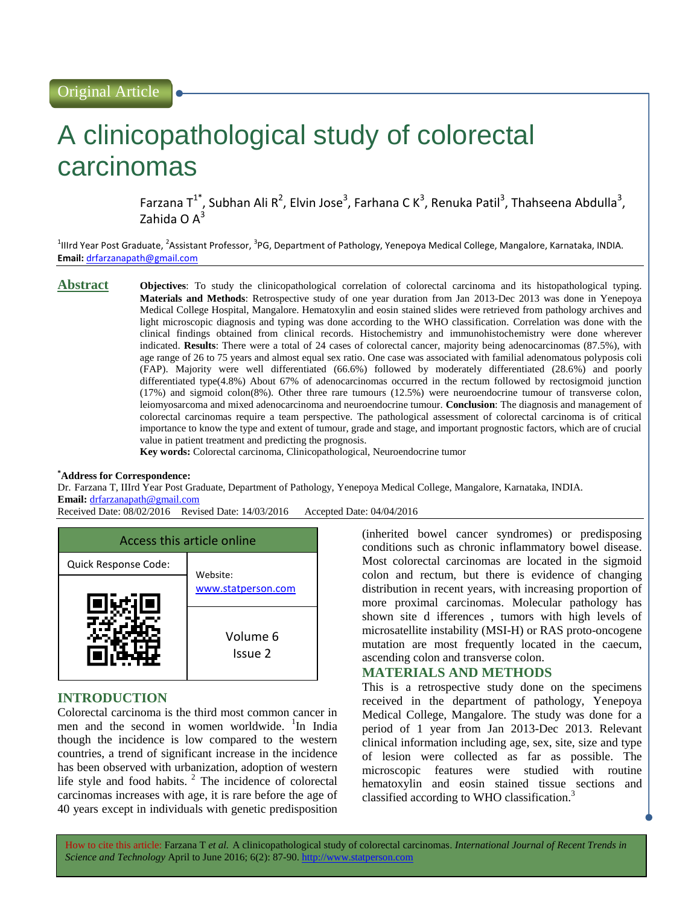Original Article

# A clinicopathological study of colorectal carcinomas

Farzana T[1*], Subhan Ali R[2], Elvin Jose[3], Farhana C K[3], Renuka Patil[3], Thahseena Abdulla[3], Zahida O A[3]

[1]IIIrd Year Post Graduate, [2]Assistant Professor, [3]PG, Department of Pathology, Yenepoya Medical College, Mangalore, Karnataka, INDIA.
**Email:** drfarzanapath@gmail.com

## Abstract

**Objectives**: To study the clinicopathological correlation of colorectal carcinoma and its histopathological typing. **Materials and Methods**: Retrospective study of one year duration from Jan 2013-Dec 2013 was done in Yenepoya Medical College Hospital, Mangalore. Hematoxylin and eosin stained slides were retrieved from pathology archives and light microscopic diagnosis and typing was done according to the WHO classification. Correlation was done with the clinical findings obtained from clinical records. Histochemistry and immunohistochemistry were done wherever indicated. **Results**: There were a total of 24 cases of colorectal cancer, majority being adenocarcinomas (87.5%), with age range of 26 to 75 years and almost equal sex ratio. One case was associated with familial adenomatous polyposis coli (FAP). Majority were well differentiated (66.6%) followed by moderately differentiated (28.6%) and poorly differentiated type(4.8%) About 67% of adenocarcinomas occurred in the rectum followed by rectosigmoid junction (17%) and sigmoid colon(8%). Other three rare tumours (12.5%) were neuroendocrine tumour of transverse colon, leiomyosarcoma and mixed adenocarcinoma and neuroendocrine tumour. **Conclusion**: The diagnosis and management of colorectal carcinomas require a team perspective. The pathological assessment of colorectal carcinoma is of critical importance to know the type and extent of tumour, grade and stage, and important prognostic factors, which are of crucial value in patient treatment and predicting the prognosis.

**Key words:** Colorectal carcinoma, Clinicopathological, Neuroendocrine tumor

**\*Address for Correspondence:**
Dr. Farzana T, IIIrd Year Post Graduate, Department of Pathology, Yenepoya Medical College, Mangalore, Karnataka, INDIA.
**Email:** drfarzanapath@gmail.com
Received Date: 08/02/2016 Revised Date: 14/03/2016 Accepted Date: 04/04/2016

| Access this article online | |
|---|---|
| Quick Response Code: | Website: www.statperson.com |
| | Volume 6 Issue 2 |

## INTRODUCTION

Colorectal carcinoma is the third most common cancer in men and the second in women worldwide.[1] In India though the incidence is low compared to the western countries, a trend of significant increase in the incidence has been observed with urbanization, adoption of western life style and food habits.[2] The incidence of colorectal carcinomas increases with age, it is rare before the age of 40 years except in individuals with genetic predisposition (inherited bowel cancer syndromes) or predisposing conditions such as chronic inflammatory bowel disease. Most colorectal carcinomas are located in the sigmoid colon and rectum, but there is evidence of changing distribution in recent years, with increasing proportion of more proximal carcinomas. Molecular pathology has shown site d ifferences , tumors with high levels of microsatellite instability (MSI-H) or RAS proto-oncogene mutation are most frequently located in the caecum, ascending colon and transverse colon.

## MATERIALS AND METHODS

This is a retrospective study done on the specimens received in the department of pathology, Yenepoya Medical College, Mangalore. The study was done for a period of 1 year from Jan 2013-Dec 2013. Relevant clinical information including age, sex, site, size and type of lesion were collected as far as possible. The microscopic features were studied with routine hematoxylin and eosin stained tissue sections and classified according to WHO classification.[3]

How to cite this article: Farzana T *et al.* A clinicopathological study of colorectal carcinomas. *International Journal of Recent Trends in Science and Technology* April to June 2016; 6(2): 87-90. http://www.statperson.com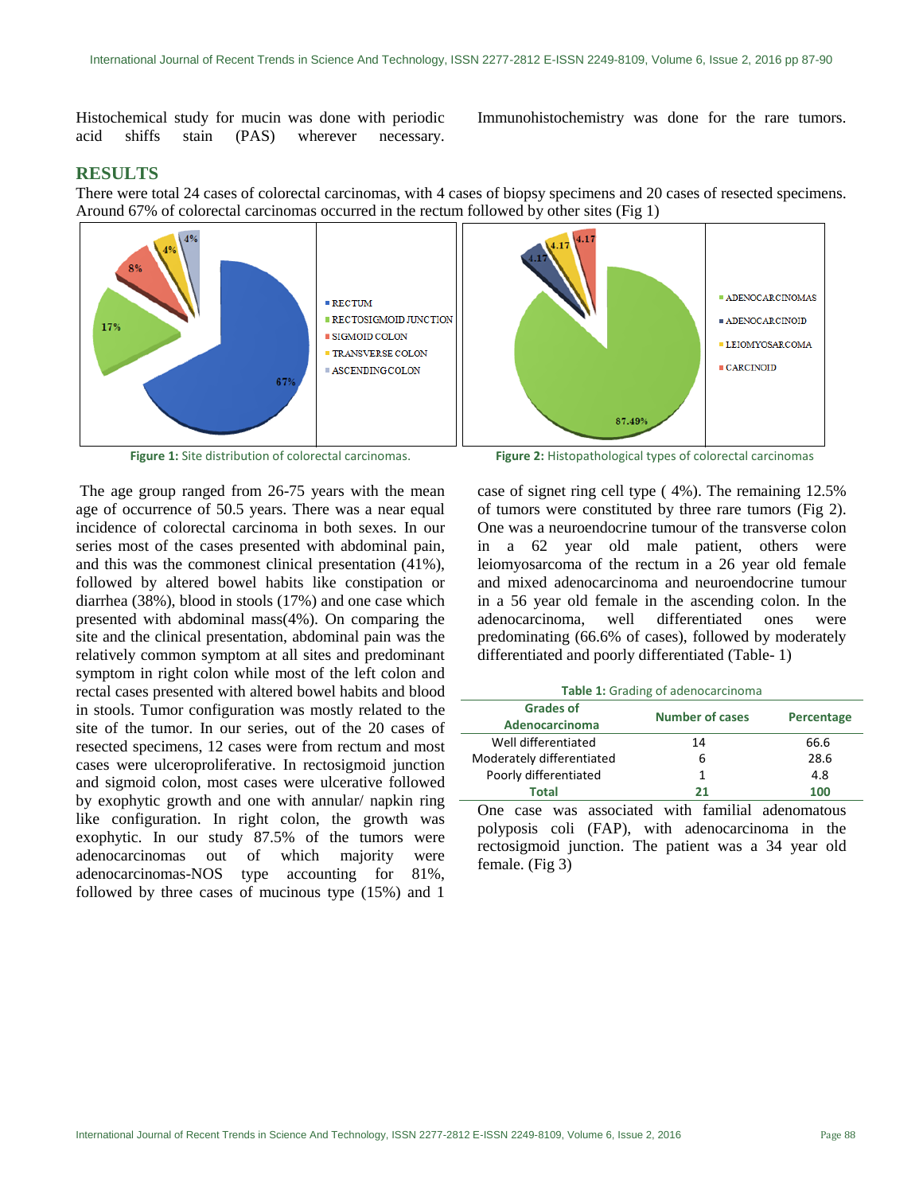Histochemical study for mucin was done with periodic acid shiffs stain (PAS) wherever necessary. Immunohistochemistry was done for the rare tumors.

## RESULTS

There were total 24 cases of colorectal carcinomas, with 4 cases of biopsy specimens and 20 cases of resected specimens. Around 67% of colorectal carcinomas occurred in the rectum followed by other sites (Fig 1)

**Figure 1:** Site distribution of colorectal carcinomas.

**Figure 2:** Histopathological types of colorectal carcinomas

The age group ranged from 26-75 years with the mean age of occurrence of 50.5 years. There was a near equal incidence of colorectal carcinoma in both sexes. In our series most of the cases presented with abdominal pain, and this was the commonest clinical presentation (41%), followed by altered bowel habits like constipation or diarrhea (38%), blood in stools (17%) and one case which presented with abdominal mass(4%). On comparing the site and the clinical presentation, abdominal pain was the relatively common symptom at all sites and predominant symptom in right colon while most of the left colon and rectal cases presented with altered bowel habits and blood in stools. Tumor configuration was mostly related to the site of the tumor. In our series, out of the 20 cases of resected specimens, 12 cases were from rectum and most cases were ulceroproliferative. In rectosigmoid junction and sigmoid colon, most cases were ulcerative followed by exophytic growth and one with annular/ napkin ring like configuration. In right colon, the growth was exophytic. In our study 87.5% of the tumors were adenocarcinomas out of which majority were adenocarcinomas-NOS type accounting for 81%, followed by three cases of mucinous type (15%) and 1 case of signet ring cell type ( 4%). The remaining 12.5% of tumors were constituted by three rare tumors (Fig 2). One was a neuroendocrine tumour of the transverse colon in a 62 year old male patient, others were leiomyosarcoma of the rectum in a 26 year old female and mixed adenocarcinoma and neuroendocrine tumour in a 56 year old female in the ascending colon. In the adenocarcinoma, well differentiated ones were predominating (66.6% of cases), followed by moderately differentiated and poorly differentiated (Table- 1)

**Table 1:** Grading of adenocarcinoma

| Grades of Adenocarcinoma | Number of cases | Percentage |
|---|---|---|
| Well differentiated | 14 | 66.6 |
| Moderately differentiated | 6 | 28.6 |
| Poorly differentiated | 1 | 4.8 |
| **Total** | **21** | **100** |

One case was associated with familial adenomatous polyposis coli (FAP), with adenocarcinoma in the rectosigmoid junction. The patient was a 34 year old female. (Fig 3)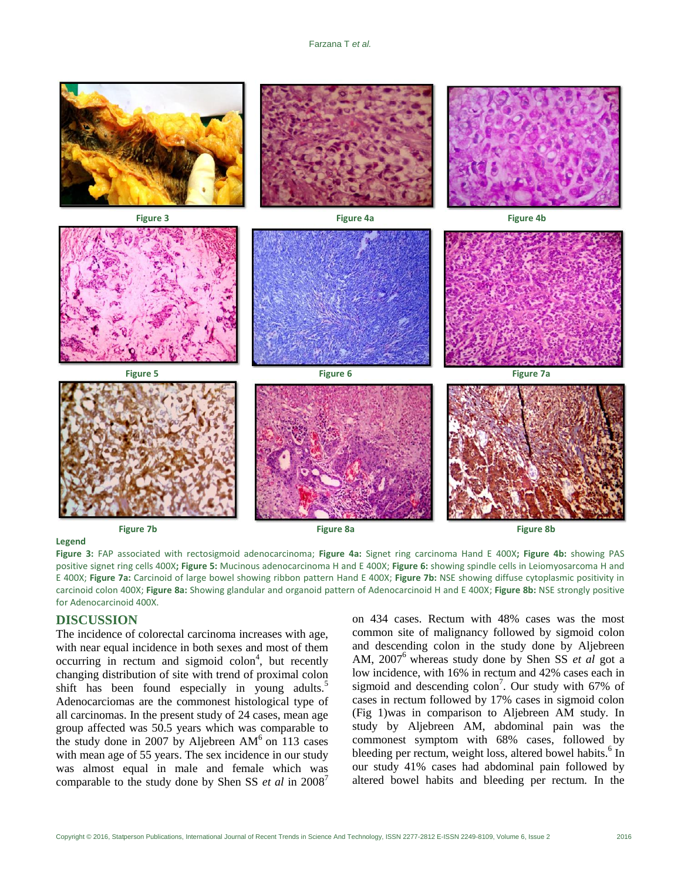Figure 3

Figure 4a

Figure 4b

Figure 5

Figure 6

Figure 7a

Figure 7b

Figure 8a

Figure 8b

**Legend**

**Figure 3:** FAP associated with rectosigmoid adenocarcinoma; **Figure 4a:** Signet ring carcinoma Hand E 400X**; Figure 4b:** showing PAS positive signet ring cells 400X**; Figure 5:** Mucinous adenocarcinoma H and E 400X; **Figure 6:** showing spindle cells in Leiomyosarcoma H and E 400X; **Figure 7a:** Carcinoid of large bowel showing ribbon pattern Hand E 400X; **Figure 7b:** NSE showing diffuse cytoplasmic positivity in carcinoid colon 400X; **Figure 8a:** Showing glandular and organoid pattern of Adenocarcinoid H and E 400X; **Figure 8b:** NSE strongly positive for Adenocarcinoid 400X.

## DISCUSSION

The incidence of colorectal carcinoma increases with age, with near equal incidence in both sexes and most of them occurring in rectum and sigmoid colon[4], but recently changing distribution of site with trend of proximal colon shift has been found especially in young adults.[5] Adenocarciomas are the commonest histological type of all carcinomas. In the present study of 24 cases, mean age group affected was 50.5 years which was comparable to the study done in 2007 by Aljebreen AM[6] on 113 cases with mean age of 55 years. The sex incidence in our study was almost equal in male and female which was comparable to the study done by Shen SS *et al* in 2008[7] on 434 cases. Rectum with 48% cases was the most common site of malignancy followed by sigmoid colon and descending colon in the study done by Aljebreen AM, 2007[6] whereas study done by Shen SS *et al* got a low incidence, with 16% in rectum and 42% cases each in sigmoid and descending colon[7]. Our study with 67% of cases in rectum followed by 17% cases in sigmoid colon (Fig 1)was in comparison to Aljebreen AM study. In study by Aljebreen AM, abdominal pain was the commonest symptom with 68% cases, followed by bleeding per rectum, weight loss, altered bowel habits.[6] In our study 41% cases had abdominal pain followed by altered bowel habits and bleeding per rectum. In the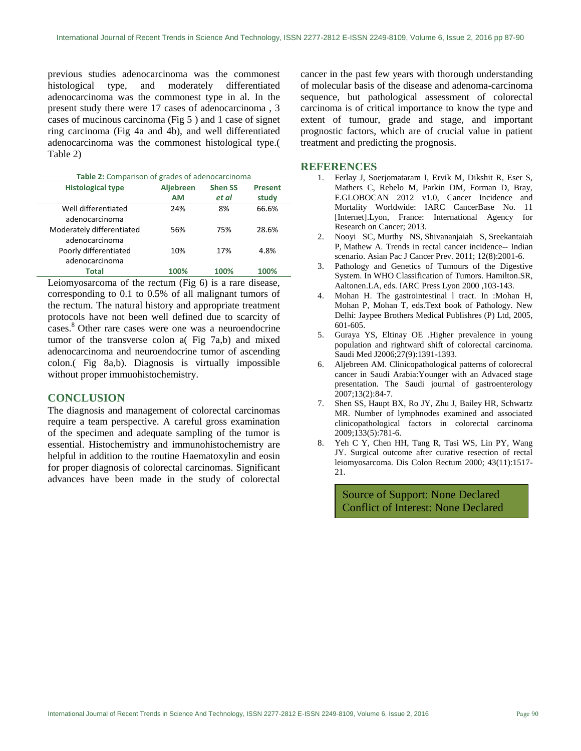previous studies adenocarcinoma was the commonest histological type, and moderately differentiated adenocarcinoma was the commonest type in al. In the present study there were 17 cases of adenocarcinoma , 3 cases of mucinous carcinoma (Fig 5 ) and 1 case of signet ring carcinoma (Fig 4a and 4b), and well differentiated adenocarcinoma was the commonest histological type.( Table 2)

**Table 2:** Comparison of grades of adenocarcinoma

| Histological type | Aljebreen AM | Shen SS *et al* | Present study |
|---|---|---|---|
| Well differentiated adenocarcinoma | 24% | 8% | 66.6% |
| Moderately differentiated adenocarcinoma | 56% | 75% | 28.6% |
| Poorly differentiated adenocarcinoma | 10% | 17% | 4.8% |
| **Total** | **100%** | **100%** | **100%** |

Leiomyosarcoma of the rectum (Fig 6) is a rare disease, corresponding to 0.1 to 0.5% of all malignant tumors of the rectum. The natural history and appropriate treatment protocols have not been well defined due to scarcity of cases.[8] Other rare cases were one was a neuroendocrine tumor of the transverse colon a( Fig 7a,b) and mixed adenocarcinoma and neuroendocrine tumor of ascending colon.( Fig 8a,b). Diagnosis is virtually impossible without proper immuohistochemistry.

## CONCLUSION

The diagnosis and management of colorectal carcinomas require a team perspective. A careful gross examination of the specimen and adequate sampling of the tumor is essential. Histochemistry and immunohistochemistry are helpful in addition to the routine Haematoxylin and eosin for proper diagnosis of colorectal carcinomas. Significant advances have been made in the study of colorectal cancer in the past few years with thorough understanding of molecular basis of the disease and adenoma-carcinoma sequence, but pathological assessment of colorectal carcinoma is of critical importance to know the type and extent of tumour, grade and stage, and important prognostic factors, which are of crucial value in patient treatment and predicting the prognosis.

## REFERENCES

1. Ferlay J, Soerjomataram I, Ervik M, Dikshit R, Eser S, Mathers C, Rebelo M, Parkin DM, Forman D, Bray, F.GLOBOCAN 2012 v1.0, Cancer Incidence and Mortality Worldwide: IARC CancerBase No. 11 [Internet].Lyon, France: International Agency for Research on Cancer; 2013.
2. Nooyi SC, Murthy NS, Shivananjaiah S, Sreekantaiah P, Mathew A. Trends in rectal cancer incidence-- Indian scenario. Asian Pac J Cancer Prev. 2011; 12(8):2001-6.
3. Pathology and Genetics of Tumours of the Digestive System. In WHO Classification of Tumors. Hamilton.SR, Aaltonen.LA, eds. IARC Press Lyon 2000 ,103-143.
4. Mohan H. The gastrointestinal l tract. In :Mohan H, Mohan P, Mohan T, eds.Text book of Pathology. New Delhi: Jaypee Brothers Medical Publishres (P) Ltd, 2005, 601-605.
5. Guraya YS, Eltinay OE .Higher prevalence in young population and rightward shift of colorectal carcinoma. Saudi Med J2006;27(9):1391-1393.
6. Aljebreen AM. Clinicopathological patterns of colorecral cancer in Saudi Arabia:Younger with an Advaced stage presentation. The Saudi journal of gastroenterology 2007;13(2):84-7.
7. Shen SS, Haupt BX, Ro JY, Zhu J, Bailey HR, Schwartz MR. Number of lymphnodes examined and associated clinicopathological factors in colorectal carcinoma 2009;133(5):781-6.
8. Yeh C Y, Chen HH, Tang R, Tasi WS, Lin PY, Wang JY. Surgical outcome after curative resection of rectal leiomyosarcoma. Dis Colon Rectum 2000; 43(11):1517-21.

Source of Support: None Declared
Conflict of Interest: None Declared